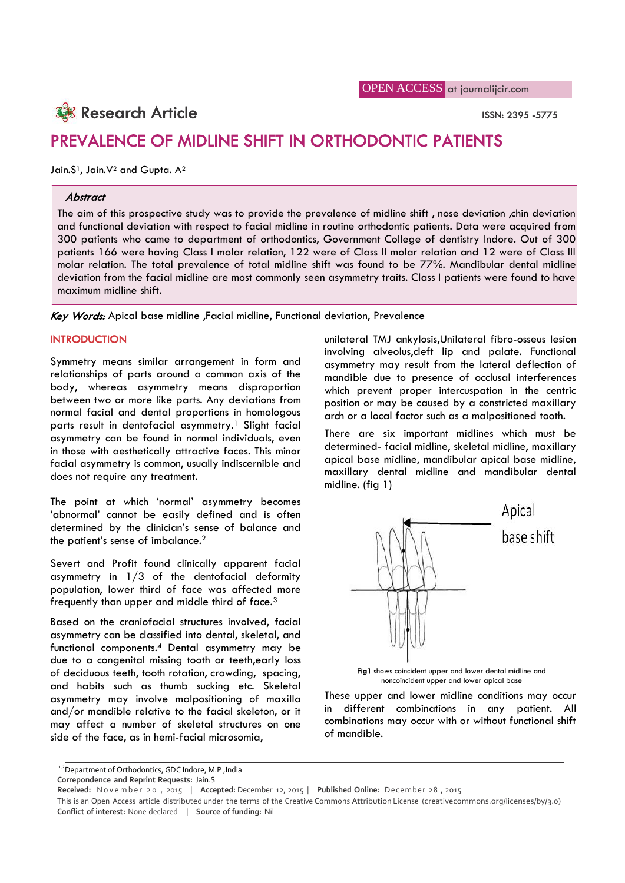OPEN ACCESS at journalijcir.com

Research Article

ISSN: 2395 -5775

# PREVALENCE OF MIDLINE SHIFT IN ORTHODONTIC PATIENTS

Jain.S[1], Jain.V[2] and Gupta. A[2]

### *Abstract*

The aim of this prospective study was to provide the prevalence of midline shift , nose deviation ,chin deviation and functional deviation with respect to facial midline in routine orthodontic patients. Data were acquired from 300 patients who came to department of orthodontics, Government College of dentistry Indore. Out of 300 patients 166 were having Class I molar relation, 122 were of Class II molar relation and 12 were of Class III molar relation. The total prevalence of total midline shift was found to be 77%. Mandibular dental midline deviation from the facial midline are most commonly seen asymmetry traits. Class I patients were found to have maximum midline shift.

***Key Words:*** Apical base midline ,Facial midline, Functional deviation, Prevalence

## INTRODUCTION

Symmetry means similar arrangement in form and relationships of parts around a common axis of the body, whereas asymmetry means disproportion between two or more like parts. Any deviations from normal facial and dental proportions in homologous parts result in dentofacial asymmetry.[1] Slight facial asymmetry can be found in normal individuals, even in those with aesthetically attractive faces. This minor facial asymmetry is common, usually indiscernible and does not require any treatment.

The point at which 'normal' asymmetry becomes 'abnormal' cannot be easily defined and is often determined by the clinician's sense of balance and the patient's sense of imbalance.[2]

Severt and Profit found clinically apparent facial asymmetry in 1/3 of the dentofacial deformity population, lower third of face was affected more frequently than upper and middle third of face.[3]

Based on the craniofacial structures involved, facial asymmetry can be classified into dental, skeletal, and functional components.[4] Dental asymmetry may be due to a congenital missing tooth or teeth,early loss of deciduous teeth, tooth rotation, crowding, spacing, and habits such as thumb sucking etc. Skeletal asymmetry may involve malpositioning of maxilla and/or mandible relative to the facial skeleton, or it may affect a number of skeletal structures on one side of the face, as in hemi-facial microsomia, unilateral TMJ ankylosis,Unilateral fibro-osseus lesion involving alveolus,cleft lip and palate. Functional asymmetry may result from the lateral deflection of mandible due to presence of occlusal interferences which prevent proper intercuspation in the centric position or may be caused by a constricted maxillary arch or a local factor such as a malpositioned tooth.

There are six important midlines which must be determined- facial midline, skeletal midline, maxillary apical base midline, mandibular apical base midline, maxillary dental midline and mandibular dental midline. (fig 1)

Apical base shift

**Fig1** shows coincident upper and lower dental midline and noncoincident upper and lower apical base

These upper and lower midline conditions may occur in different combinations in any patient. All combinations may occur with or without functional shift of mandible.

[1,2]Department of Orthodontics, GDC Indore, M.P ,India

**Correpondence and Reprint Requests:** Jain.S

**Received:** November 20 , 2015 | **Accepted:** December 12, 2015 | **Published Online:** December 28 , 2015

This is an Open Access article distributed under the terms of the Creative Commons Attribution License (creativecommons.org/licenses/by/3.0)

**Conflict of interest:** None declared | **Source of funding:** Nil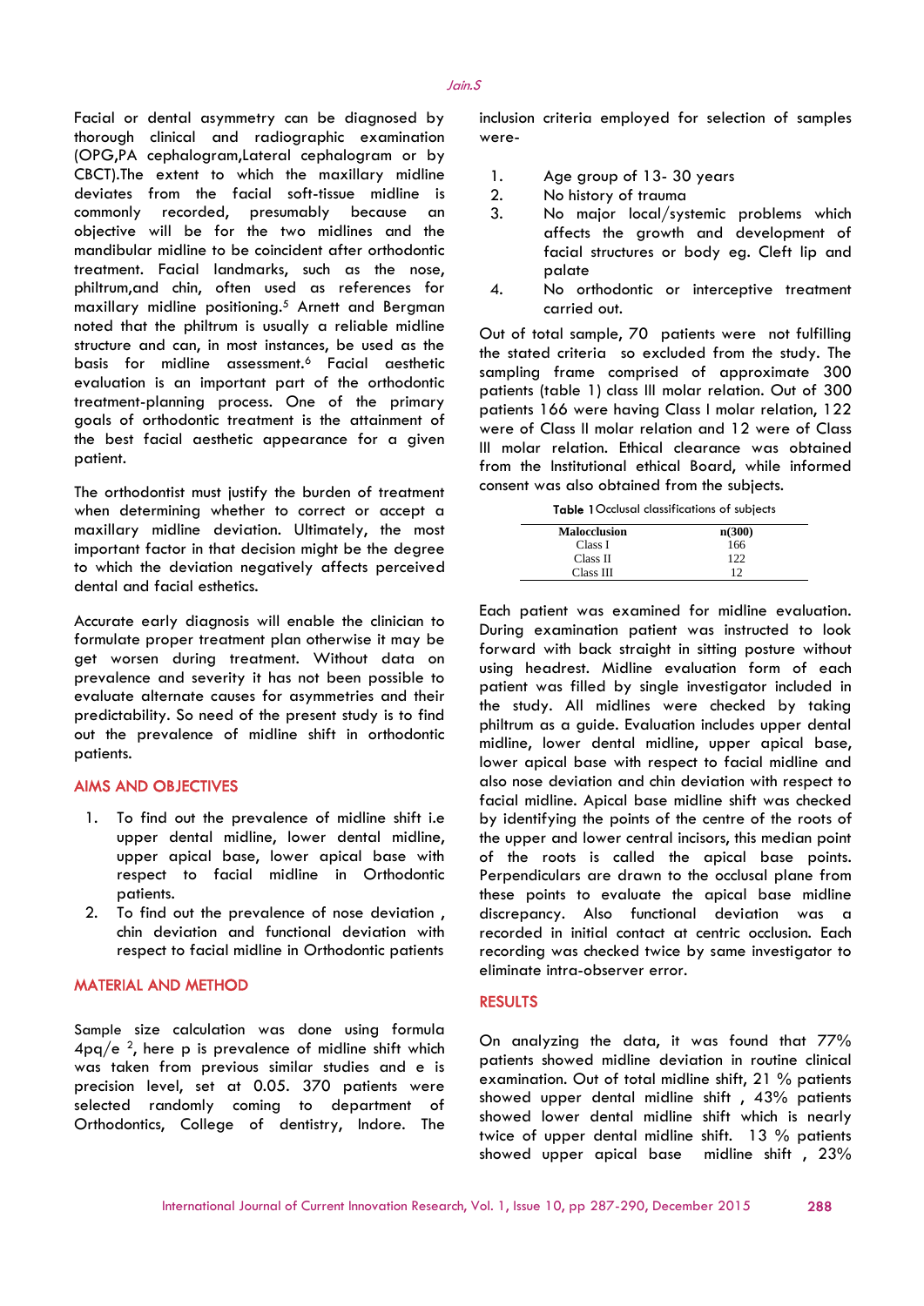Facial or dental asymmetry can be diagnosed by thorough clinical and radiographic examination (OPG,PA cephalogram,Lateral cephalogram or by CBCT).The extent to which the maxillary midline deviates from the facial soft-tissue midline is commonly recorded, presumably because an objective will be for the two midlines and the mandibular midline to be coincident after orthodontic treatment. Facial landmarks, such as the nose, philtrum,and chin, often used as references for maxillary midline positioning.[5] Arnett and Bergman noted that the philtrum is usually a reliable midline structure and can, in most instances, be used as the basis for midline assessment.[6] Facial aesthetic evaluation is an important part of the orthodontic treatment-planning process. One of the primary goals of orthodontic treatment is the attainment of the best facial aesthetic appearance for a given patient.

The orthodontist must justify the burden of treatment when determining whether to correct or accept a maxillary midline deviation. Ultimately, the most important factor in that decision might be the degree to which the deviation negatively affects perceived dental and facial esthetics.

Accurate early diagnosis will enable the clinician to formulate proper treatment plan otherwise it may be get worsen during treatment. Without data on prevalence and severity it has not been possible to evaluate alternate causes for asymmetries and their predictability. So need of the present study is to find out the prevalence of midline shift in orthodontic patients.

## AIMS AND OBJECTIVES

1. To find out the prevalence of midline shift i.e upper dental midline, lower dental midline, upper apical base, lower apical base with respect to facial midline in Orthodontic patients.
2. To find out the prevalence of nose deviation , chin deviation and functional deviation with respect to facial midline in Orthodontic patients

## MATERIAL AND METHOD

Sample size calculation was done using formula $4pq/e^2$, here p is prevalence of midline shift which was taken from previous similar studies and e is precision level, set at 0.05. 370 patients were selected randomly coming to department of Orthodontics, College of dentistry, Indore. The inclusion criteria employed for selection of samples were-

1. Age group of 13- 30 years
2. No history of trauma
3. No major local/systemic problems which affects the growth and development of facial structures or body eg. Cleft lip and palate
4. No orthodontic or interceptive treatment carried out.

Out of total sample, 70 patients were not fulfilling the stated criteria so excluded from the study. The sampling frame comprised of approximate 300 patients (table 1) class III molar relation. Out of 300 patients 166 were having Class I molar relation, 122 were of Class II molar relation and 12 were of Class III molar relation. Ethical clearance was obtained from the Institutional ethical Board, while informed consent was also obtained from the subjects.

**Table 1** Occlusal classifications of subjects

| Malocclusion | n(300) |
|---|---|
| Class I | 166 |
| Class II | 122 |
| Class III | 12 |

Each patient was examined for midline evaluation. During examination patient was instructed to look forward with back straight in sitting posture without using headrest. Midline evaluation form of each patient was filled by single investigator included in the study. All midlines were checked by taking philtrum as a guide. Evaluation includes upper dental midline, lower dental midline, upper apical base, lower apical base with respect to facial midline and also nose deviation and chin deviation with respect to facial midline. Apical base midline shift was checked by identifying the points of the centre of the roots of the upper and lower central incisors, this median point of the roots is called the apical base points. Perpendiculars are drawn to the occlusal plane from these points to evaluate the apical base midline discrepancy. Also functional deviation was a recorded in initial contact at centric occlusion. Each recording was checked twice by same investigator to eliminate intra-observer error.

## RESULTS

On analyzing the data, it was found that 77% patients showed midline deviation in routine clinical examination. Out of total midline shift, 21 % patients showed upper dental midline shift , 43% patients showed lower dental midline shift which is nearly twice of upper dental midline shift. 13 % patients showed upper apical base midline shift , 23%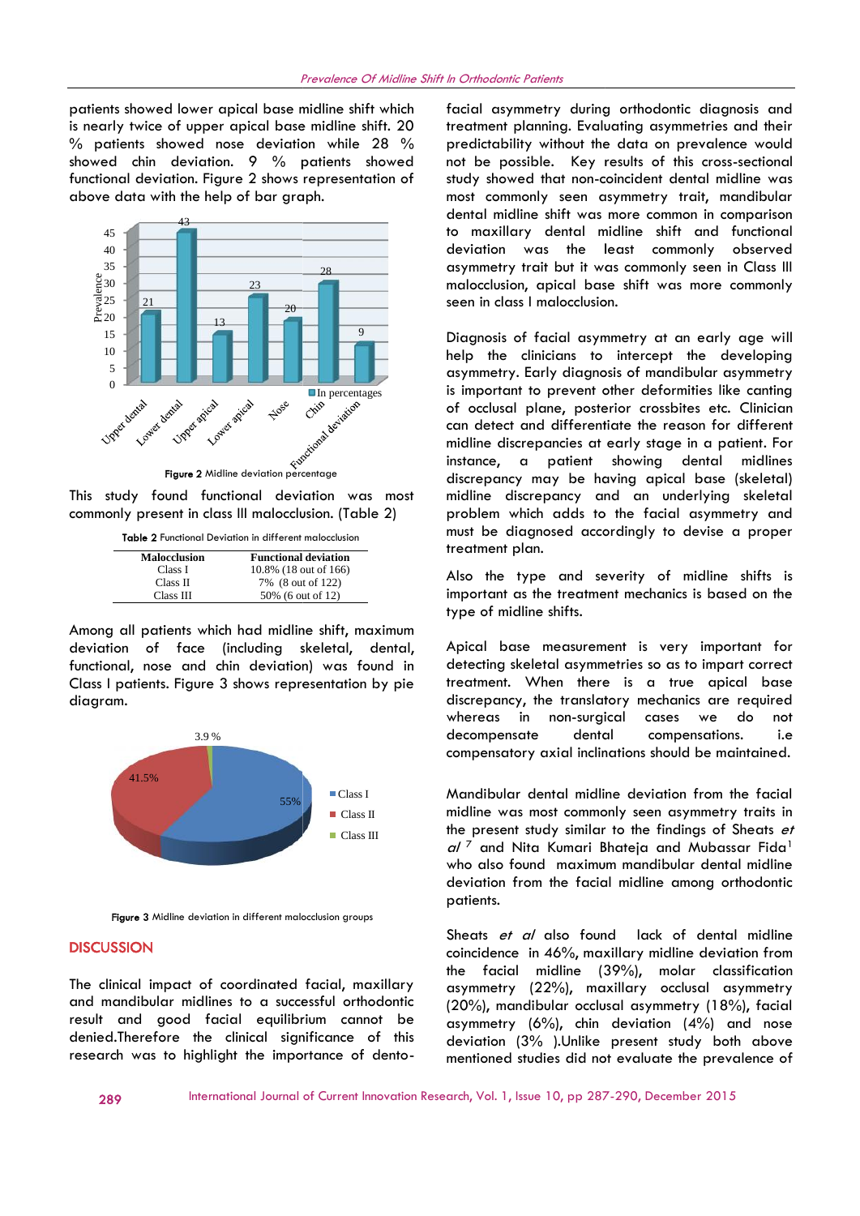patients showed lower apical base midline shift which is nearly twice of upper apical base midline shift. 20 % patients showed nose deviation while 28 % showed chin deviation. 9 % patients showed functional deviation. Figure 2 shows representation of above data with the help of bar graph.

**Figure 2** Midline deviation percentage

This study found functional deviation was most commonly present in class III malocclusion. (Table 2)

**Table 2** Functional Deviation in different malocclusion

| Malocclusion | Functional deviation |
|---|---|
| Class I | 10.8% (18 out of 166) |
| Class II | 7% (8 out of 122) |
| Class III | 50% (6 out of 12) |

Among all patients which had midline shift, maximum deviation of face (including skeletal, dental, functional, nose and chin deviation) was found in Class I patients. Figure 3 shows representation by pie diagram.

**Figure 3** Midline deviation in different malocclusion groups

## DISCUSSION

The clinical impact of coordinated facial, maxillary and mandibular midlines to a successful orthodontic result and good facial equilibrium cannot be denied.Therefore the clinical significance of this research was to highlight the importance of dento-facial asymmetry during orthodontic diagnosis and treatment planning. Evaluating asymmetries and their predictability without the data on prevalence would not be possible. Key results of this cross-sectional study showed that non-coincident dental midline was most commonly seen asymmetry trait, mandibular dental midline shift was more common in comparison to maxillary dental midline shift and functional deviation was the least commonly observed asymmetry trait but it was commonly seen in Class III malocclusion, apical base shift was more commonly seen in class I malocclusion.

Diagnosis of facial asymmetry at an early age will help the clinicians to intercept the developing asymmetry. Early diagnosis of mandibular asymmetry is important to prevent other deformities like canting of occlusal plane, posterior crossbites etc. Clinician can detect and differentiate the reason for different midline discrepancies at early stage in a patient. For instance, a patient showing dental midlines discrepancy may be having apical base (skeletal) midline discrepancy and an underlying skeletal problem which adds to the facial asymmetry and must be diagnosed accordingly to devise a proper treatment plan.

Also the type and severity of midline shifts is important as the treatment mechanics is based on the type of midline shifts.

Apical base measurement is very important for detecting skeletal asymmetries so as to impart correct treatment. When there is a true apical base discrepancy, the translatory mechanics are required whereas in non-surgical cases we do not decompensate dental compensations. i.e compensatory axial inclinations should be maintained.

Mandibular dental midline deviation from the facial midline was most commonly seen asymmetry traits in the present study similar to the findings of Sheats *et al* [7] and Nita Kumari Bhateja and Mubassar Fida[1] who also found maximum mandibular dental midline deviation from the facial midline among orthodontic patients.

Sheats *et al* also found lack of dental midline coincidence in 46%, maxillary midline deviation from the facial midline (39%), molar classification asymmetry (22%), maxillary occlusal asymmetry (20%), mandibular occlusal asymmetry (18%), facial asymmetry (6%), chin deviation (4%) and nose deviation (3% ).Unlike present study both above mentioned studies did not evaluate the prevalence of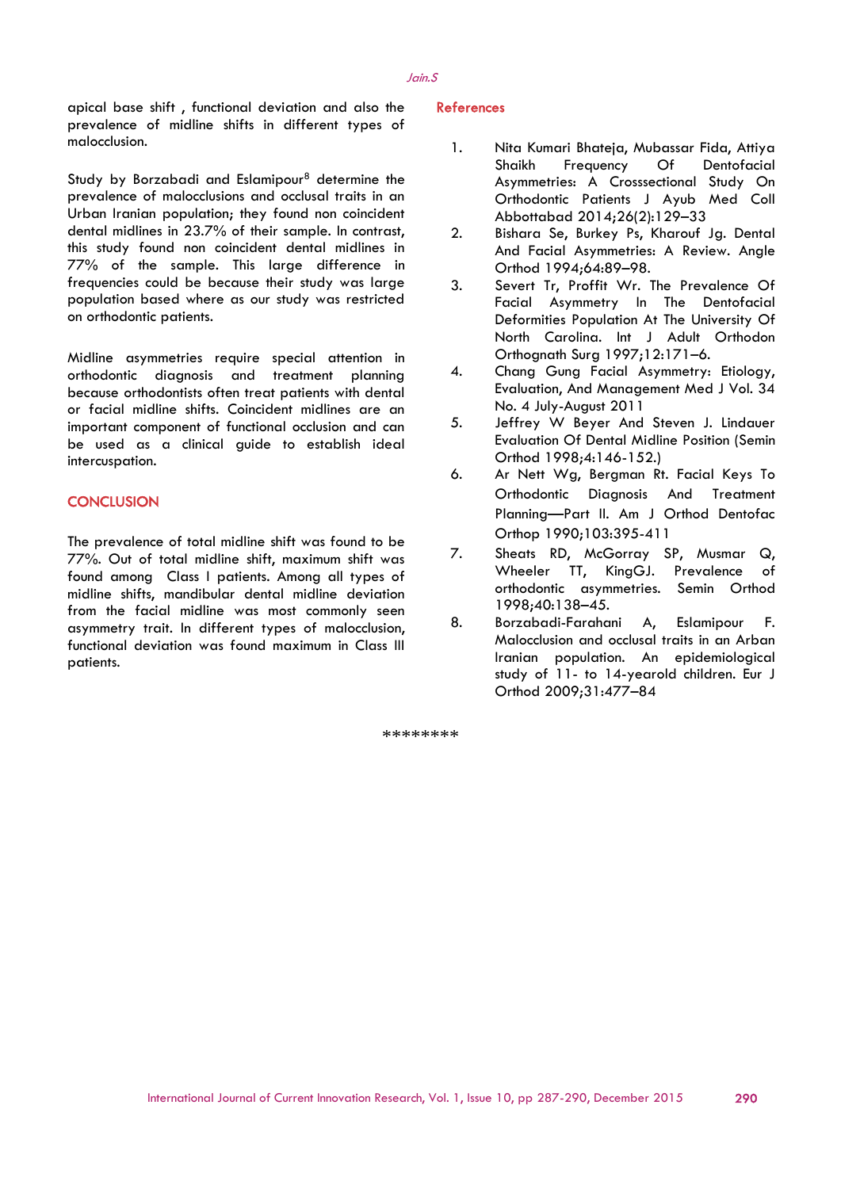apical base shift , functional deviation and also the prevalence of midline shifts in different types of malocclusion.

Study by Borzabadi and Eslamipour[8] determine the prevalence of malocclusions and occlusal traits in an Urban Iranian population; they found non coincident dental midlines in 23.7% of their sample. In contrast, this study found non coincident dental midlines in 77% of the sample. This large difference in frequencies could be because their study was large population based where as our study was restricted on orthodontic patients.

Midline asymmetries require special attention in orthodontic diagnosis and treatment planning because orthodontists often treat patients with dental or facial midline shifts. Coincident midlines are an important component of functional occlusion and can be used as a clinical guide to establish ideal intercuspation.

## CONCLUSION

The prevalence of total midline shift was found to be 77%. Out of total midline shift, maximum shift was found among Class I patients. Among all types of midline shifts, mandibular dental midline deviation from the facial midline was most commonly seen asymmetry trait. In different types of malocclusion, functional deviation was found maximum in Class III patients.

## References

1. Nita Kumari Bhateja, Mubassar Fida, Attiya Shaikh Frequency Of Dentofacial Asymmetries: A Crosssectional Study On Orthodontic Patients J Ayub Med Coll Abbottabad 2014;26(2):129–33
2. Bishara Se, Burkey Ps, Kharouf Jg. Dental And Facial Asymmetries: A Review. Angle Orthod 1994;64:89–98.
3. Severt Tr, Proffit Wr. The Prevalence Of Facial Asymmetry In The Dentofacial Deformities Population At The University Of North Carolina. Int J Adult Orthodon Orthognath Surg 1997;12:171–6.
4. Chang Gung Facial Asymmetry: Etiology, Evaluation, And Management Med J Vol. 34 No. 4 July-August 2011
5. Jeffrey W Beyer And Steven J. Lindauer Evaluation Of Dental Midline Position (Semin Orthod 1998;4:146-152.)
6. Ar Nett Wg, Bergman Rt. Facial Keys To Orthodontic Diagnosis And Treatment Planning—Part II. Am J Orthod Dentofac Orthop 1990;103:395-411
7. Sheats RD, McGorray SP, Musmar Q, Wheeler TT, KingGJ. Prevalence of orthodontic asymmetries. Semin Orthod 1998;40:138–45.
8. Borzabadi-Farahani A, Eslamipour F. Malocclusion and occlusal traits in an Arban Iranian population. An epidemiological study of 11- to 14-yearold children. Eur J Orthod 2009;31:477–84

********